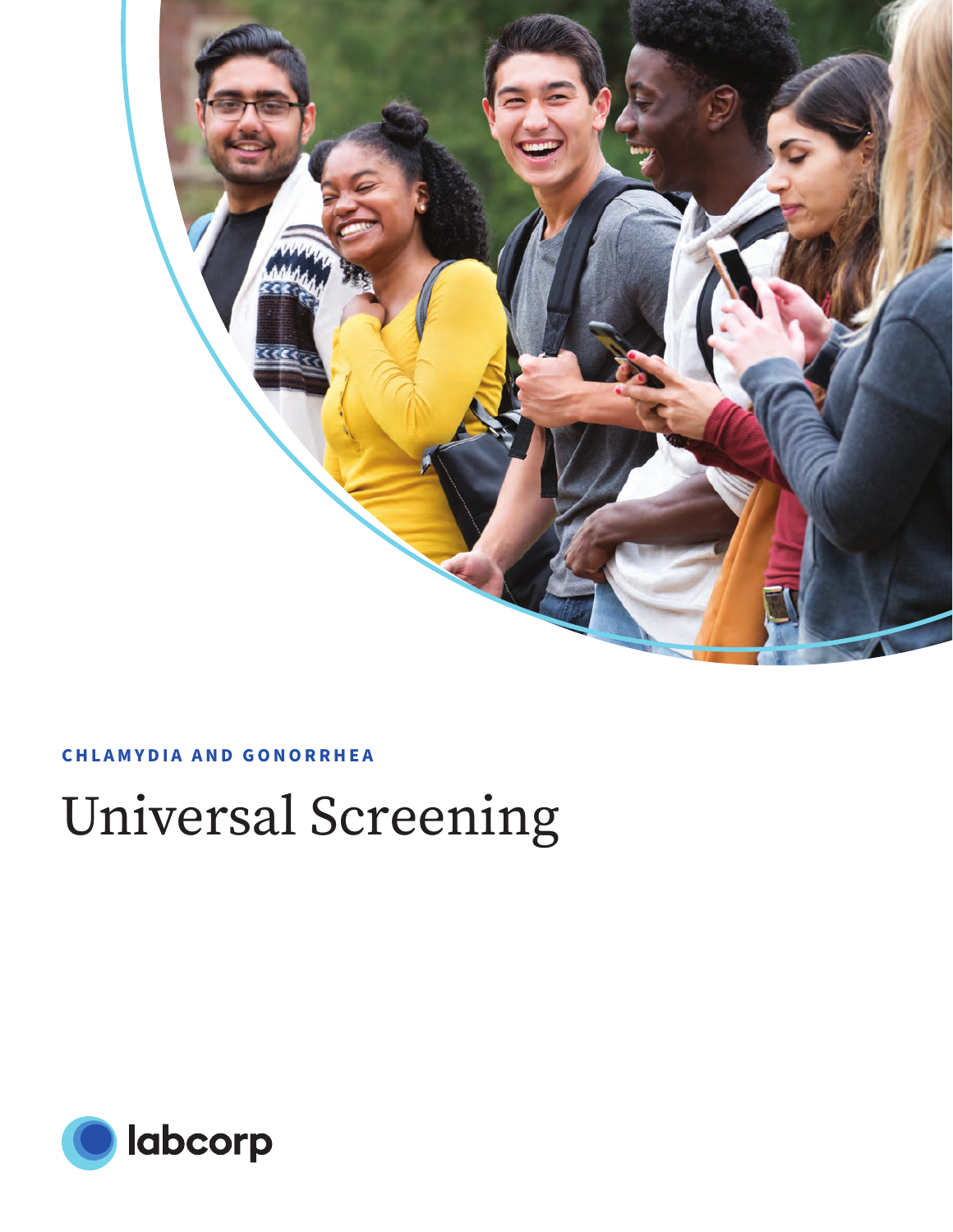CHLAMYDIA AND GONORRHEA

# Universal Screening

labcorp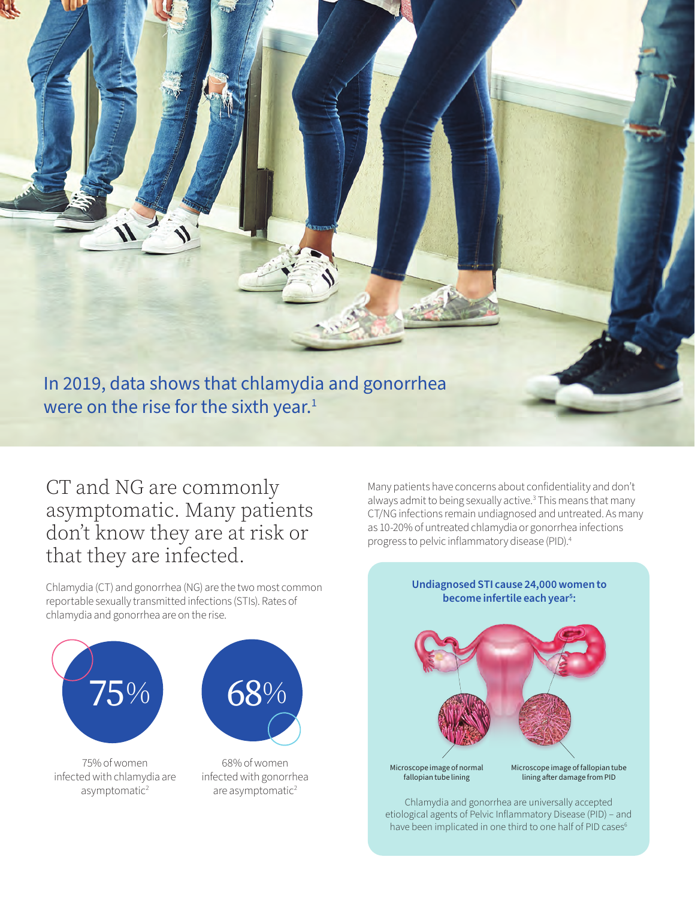In 2019, data shows that chlamydia and gonorrhea were on the rise for the sixth year.[1]

## CT and NG are commonly asymptomatic. Many patients don't know they are at risk or that they are infected.

Chlamydia (CT) and gonorrhea (NG) are the two most common reportable sexually transmitted infections (STIs). Rates of chlamydia and gonorrhea are on the rise.

75%

75% of women infected with chlamydia are asymptomatic[2]

68%

68% of women infected with gonorrhea are asymptomatic[2]

Many patients have concerns about confidentiality and don't always admit to being sexually active.[3] This means that many CT/NG infections remain undiagnosed and untreated. As many as 10-20% of untreated chlamydia or gonorrhea infections progress to pelvic inflammatory disease (PID).[4]

**Undiagnosed STI cause 24,000 women to become infertile each year[5]:**

Microscope image of normal fallopian tube lining

Microscope image of fallopian tube lining after damage from PID

Chlamydia and gonorrhea are universally accepted etiological agents of Pelvic Inflammatory Disease (PID) – and have been implicated in one third to one half of PID cases[6]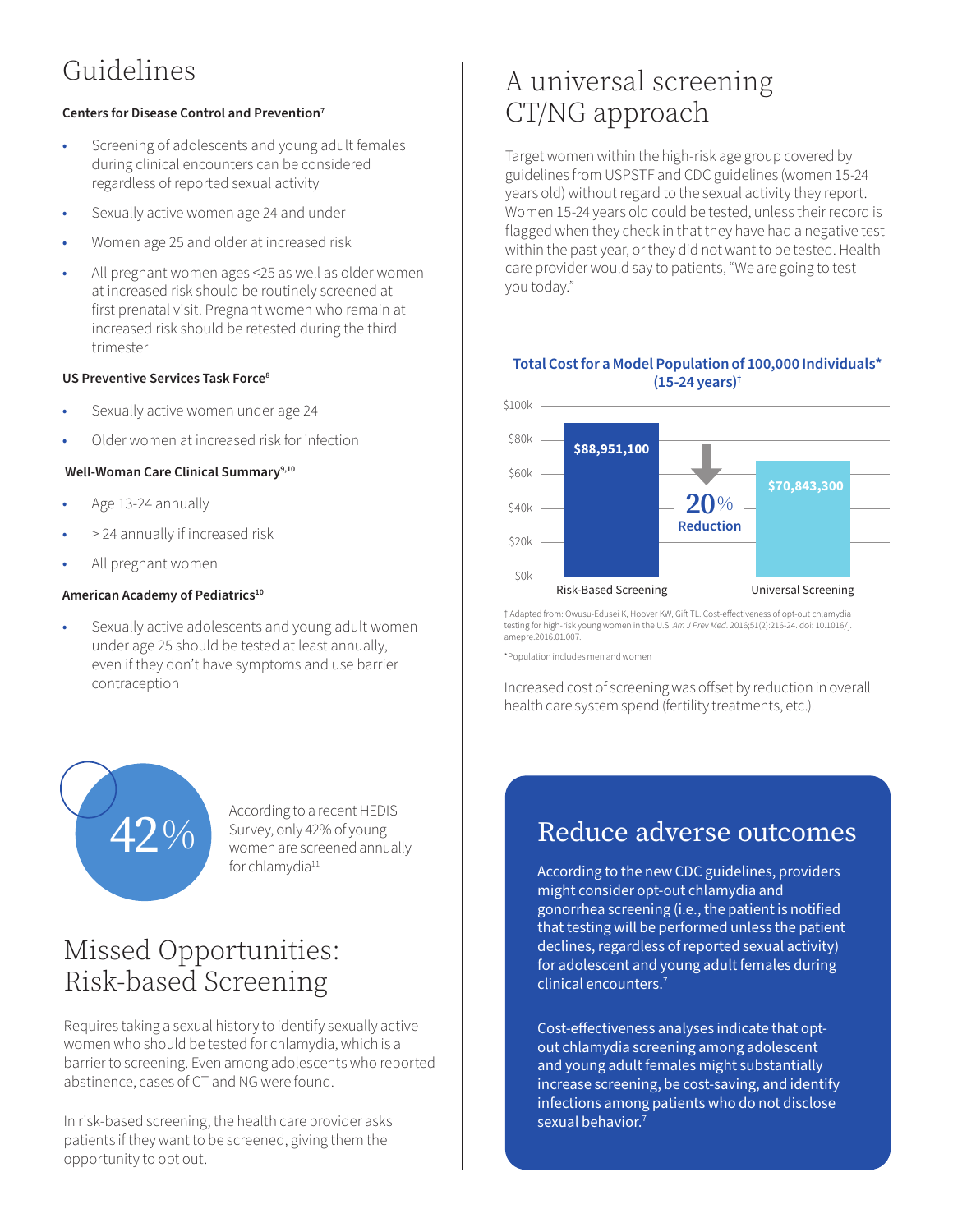# Guidelines

**Centers for Disease Control and Prevention**[7]

- Screening of adolescents and young adult females during clinical encounters can be considered regardless of reported sexual activity
- Sexually active women age 24 and under
- Women age 25 and older at increased risk
- All pregnant women ages <25 as well as older women at increased risk should be routinely screened at first prenatal visit. Pregnant women who remain at increased risk should be retested during the third trimester

**US Preventive Services Task Force**[8]

- Sexually active women under age 24
- Older women at increased risk for infection

**Well-Woman Care Clinical Summary**[9,10]

- Age 13-24 annually
- > 24 annually if increased risk
- All pregnant women

**American Academy of Pediatrics**[10]

- Sexually active adolescents and young adult women under age 25 should be tested at least annually, even if they don't have symptoms and use barrier contraception

**42%**

According to a recent HEDIS Survey, only 42% of young women are screened annually for chlamydia[11]

# Missed Opportunities: Risk-based Screening

Requires taking a sexual history to identify sexually active women who should be tested for chlamydia, which is a barrier to screening. Even among adolescents who reported abstinence, cases of CT and NG were found.

In risk-based screening, the health care provider asks patients if they want to be screened, giving them the opportunity to opt out.

# A universal screening CT/NG approach

Target women within the high-risk age group covered by guidelines from USPSTF and CDC guidelines (women 15-24 years old) without regard to the sexual activity they report. Women 15-24 years old could be tested, unless their record is flagged when they check in that they have had a negative test within the past year, or they did not want to be tested. Health care provider would say to patients, "We are going to test you today."

**Total Cost for a Model Population of 100,000 Individuals\* (15-24 years)†**

| Screening | Total Cost |
| --- | --- |
| Risk-Based Screening | $88,951,100 |
| Universal Screening | $70,843,300 |

**20% Reduction**

† Adapted from: Owusu-Edusei K, Hoover KW, Gift TL. Cost-effectiveness of opt-out chlamydia testing for high-risk young women in the U.S. *Am J Prev Med*. 2016;51(2):216-24. doi: 10.1016/j.amepre.2016.01.007.

\*Population includes men and women

Increased cost of screening was offset by reduction in overall health care system spend (fertility treatments, etc.).

## Reduce adverse outcomes

According to the new CDC guidelines, providers might consider opt-out chlamydia and gonorrhea screening (i.e., the patient is notified that testing will be performed unless the patient declines, regardless of reported sexual activity) for adolescent and young adult females during clinical encounters.[7]

Cost-effectiveness analyses indicate that opt-out chlamydia screening among adolescent and young adult females might substantially increase screening, be cost-saving, and identify infections among patients who do not disclose sexual behavior.[7]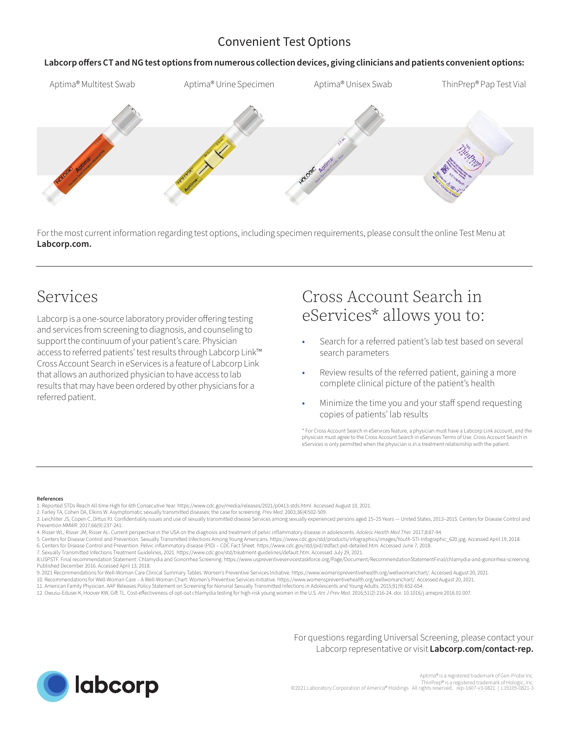## Convenient Test Options

**Labcorp offers CT and NG test options from numerous collection devices, giving clinicians and patients convenient options:**

Aptima® Multitest Swab

Aptima® Urine Specimen

Aptima® Unisex Swab

ThinPrep® Pap Test Vial

For the most current information regarding test options, including specimen requirements, please consult the online Test Menu at **Labcorp.com.**

---

# Services

Labcorp is a one-source laboratory provider offering testing and services from screening to diagnosis, and counseling to support the continuum of your patient's care. Physician access to referred patients' test results through Labcorp Link™ Cross Account Search in eServices is a feature of Labcorp Link that allows an authorized physician to have access to lab results that may have been ordered by other physicians for a referred patient.

# Cross Account Search in eServices* allows you to:

- Search for a referred patient's lab test based on several search parameters
- Review results of the referred patient, gaining a more complete clinical picture of the patient's health
- Minimize the time you and your staff spend requesting copies of patients' lab results

\* For Cross Account Search in eServices feature, a physician must have a Labcorp Link account, and the physician must agree to the Cross Account Search in eServices Terms of Use. Cross Account Search in eServices is only permitted when the physician is in a treatment relationship with the patient.

---

**References**

1. Reported STDs Reach All-time High for 6th Consecutive Year. https://www.cdc.gov/media/releases/2021/p0413-stds.html. Accessed August 10, 2021.
2. Farley TA, Cohen DA, Elkins W. Asymptomatic sexually transmitted diseases: the case for screening. *Prev Med*. 2003;36(4)502-509.
3. Leichliter JS, Copen C, Dittus PJ. Confidentiality issues and use of sexually transmitted disease Services among sexually experienced persons aged 15–25 Years — United States, 2013–2015. Centers for Disease Control and Prevention *MMWR*. 2017;66(9):237-241.
4. Risser WL, Risser JM, Risser AL. Current perspective in the USA on the diagnosis and treatment of pelvic inflammatory disease in adolescents. *Adolesc Health Med Ther.* 2017;8:87-94.
5. Centers for Disease Control and Prevention. Sexually Transmitted Infections Among Young Americans. https://www.cdc.gov/std/products/infographics/images/Youth-STI-Infographic_620.jpg. Accessed April 19, 2018.
6. Centers for Disease Control and Prevention. Pelvic inflammatory disease (PID) – CDC Fact Sheet. https://www.cdc.gov/std/pid/stdfact-pid-detailed.htm. Accessed June 7, 2018.
7. Sexually Transmitted Infections Treatment Guidelines, 2021. https://www.cdc.gov/std/treatment-guidelines/default.htm. Accessed July 29, 2021.
8. USPSTF. Final recommendation Statement: Chlamydia and Gonorrhea Screening. https://www.uspreventiveservicestaskforce.org/Page/Document/RecommendationStatementFinal/chlamydia-and-gonorrhea-screening. Published December 2016. Accessed April 13, 2018.
9. 2021 Recommendations for Well-Woman Care Clinical Summary Tables. Women's Preventive Services Initiative. https://www.womenspreventivehealth.org/wellwomanchart/. Accessed August 20, 2021.
10. Recommendations for Well-Woman Care – A Well-Woman Chart. Women's Preventive Services Initiative. https://www.womenspreventivehealth.org/wellwomanchart/. Accessed August 20, 2021.
11. American Family Physician. AAP Releases Policy Statement on Screening for Nonviral Sexually Transmitted Infections in Adolescents and Young Adults. 2015;91(9):652-654.
12. Owusu-Edusei K, Hoover KW, Gift TL. Cost-effectiveness of opt-out chlamydia testing for high-risk young women in the U.S. *Am J Prev Med.* 2016;51(2):216-24. doi: 10.1016/j.amepre.2016.01.007.

For questions regarding Universal Screening, please contact your Labcorp representative or visit **Labcorp.com/contact-rep.**

Aptima® is a registered trademark of Gen-Probe Inc.
ThinPrep® is a registered trademark of Hologic, Inc.
©2021 Laboratory Corporation of America® Holdings All rights reserved. rep-1607-v3-0821 | L19105-0821-3